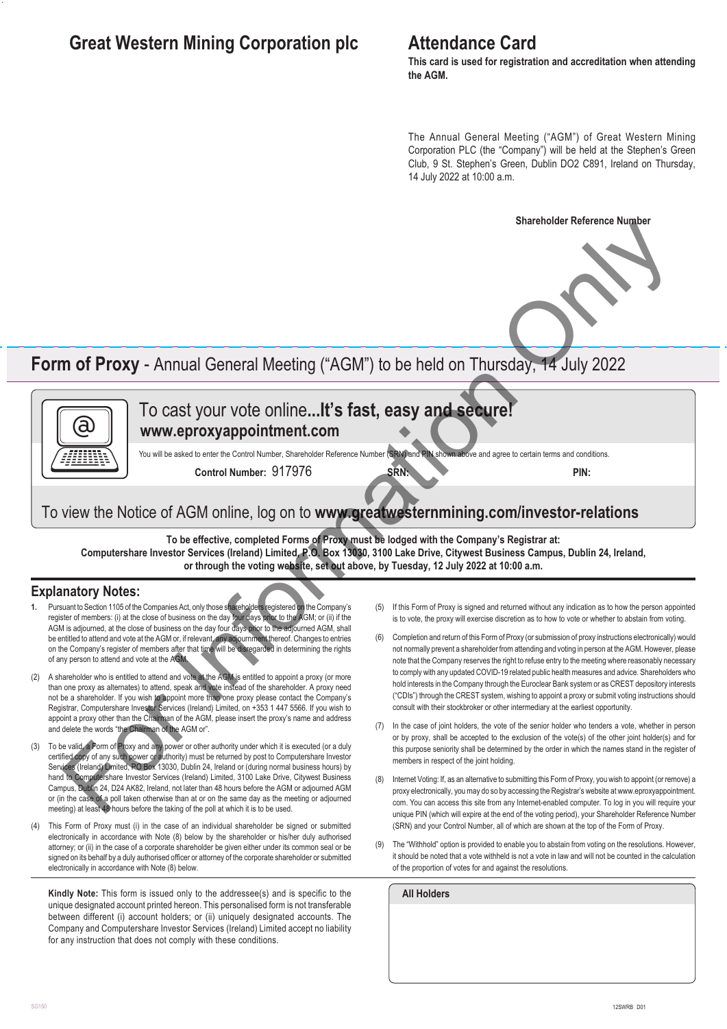# Great Western Mining Corporation plc

# Attendance Card

**This card is used for registration and accreditation when attending the AGM.**

The Annual General Meeting ("AGM") of Great Western Mining Corporation PLC (the "Company") will be held at the Stephen's Green Club, 9 St. Stephen's Green, Dublin DO2 C891, Ireland on Thursday, 14 July 2022 at 10:00 a.m.

**Shareholder Reference Number**

For Information Only

## Form of Proxy - Annual General Meeting ("AGM") to be held on Thursday, 14 July 2022

To cast your vote online**...It's fast, easy and secure!**

**www.eproxyappointment.com**

You will be asked to enter the Control Number, Shareholder Reference Number (SRN) and PIN shown above and agree to certain terms and conditions.

**Control Number:** 917976 **SRN:** **PIN:**

To view the Notice of AGM online, log on to **www.greatwesternmining.com/investor-relations**

**To be effective, completed Forms of Proxy must be lodged with the Company's Registrar at: Computershare Investor Services (Ireland) Limited, P.O. Box 13030, 3100 Lake Drive, Citywest Business Campus, Dublin 24, Ireland, or through the voting website, set out above, by Tuesday, 12 July 2022 at 10:00 a.m.**

## Explanatory Notes:

1. Pursuant to Section 1105 of the Companies Act, only those shareholders registered on the Company's register of members: (i) at the close of business on the day four days prior to the AGM; or (ii) if the AGM is adjourned, at the close of business on the day four days prior to the adjourned AGM, shall be entitled to attend and vote at the AGM or, if relevant, any adjournment thereof. Changes to entries on the Company's register of members after that time will be disregarded in determining the rights of any person to attend and vote at the AGM.

(2) A shareholder who is entitled to attend and vote at the AGM is entitled to appoint a proxy (or more than one proxy as alternates) to attend, speak and vote instead of the shareholder. A proxy need not be a shareholder. If you wish to appoint more than one proxy please contact the Company's Registrar, Computershare Investor Services (Ireland) Limited, on +353 1 447 5566. If you wish to appoint a proxy other than the Chairman of the AGM, please insert the proxy's name and address and delete the words "the Chairman of the AGM or".

(3) To be valid, a Form of Proxy and any power or other authority under which it is executed (or a duly certified copy of any such power or authority) must be returned by post to Computershare Investor Services (Ireland) Limited, PO Box 13030, Dublin 24, Ireland or (during normal business hours) by hand to Computershare Investor Services (Ireland) Limited, 3100 Lake Drive, Citywest Business Campus, Dublin 24, D24 AK82, Ireland, not later than 48 hours before the AGM or adjourned AGM or (in the case of a poll taken otherwise than at or on the same day as the meeting or adjourned meeting) at least 48 hours before the taking of the poll at which it is to be used.

(4) This Form of Proxy must (i) in the case of an individual shareholder be signed or submitted electronically in accordance with Note (8) below by the shareholder or his/her duly authorised attorney; or (ii) in the case of a corporate shareholder be given either under its common seal or be signed on its behalf by a duly authorised officer or attorney of the corporate shareholder or submitted electronically in accordance with Note (8) below.

(5) If this Form of Proxy is signed and returned without any indication as to how the person appointed is to vote, the proxy will exercise discretion as to how to vote or whether to abstain from voting.

(6) Completion and return of this Form of Proxy (or submission of proxy instructions electronically) would not normally prevent a shareholder from attending and voting in person at the AGM. However, please note that the Company reserves the right to refuse entry to the meeting where reasonably necessary to comply with any updated COVID-19 related public health measures and advice. Shareholders who hold interests in the Company through the Euroclear Bank system or as CREST depository interests ("CDIs") through the CREST system, wishing to appoint a proxy or submit voting instructions should consult with their stockbroker or other intermediary at the earliest opportunity.

(7) In the case of joint holders, the vote of the senior holder who tenders a vote, whether in person or by proxy, shall be accepted to the exclusion of the vote(s) of the other joint holder(s) and for this purpose seniority shall be determined by the order in which the names stand in the register of members in respect of the joint holding.

(8) Internet Voting: If, as an alternative to submitting this Form of Proxy, you wish to appoint (or remove) a proxy electronically, you may do so by accessing the Registrar's website at www.eproxyappointment.com. You can access this site from any Internet-enabled computer. To log in you will require your unique PIN (which will expire at the end of the voting period), your Shareholder Reference Number (SRN) and your Control Number, all of which are shown at the top of the Form of Proxy.

(9) The "Withhold" option is provided to enable you to abstain from voting on the resolutions. However, it should be noted that a vote withheld is not a vote in law and will not be counted in the calculation of the proportion of votes for and against the resolutions.

**Kindly Note:** This form is issued only to the addressee(s) and is specific to the unique designated account printed hereon. This personalised form is not transferable between different (i) account holders; or (ii) uniquely designated accounts. The Company and Computershare Investor Services (Ireland) Limited accept no liability for any instruction that does not comply with these conditions.

**All Holders**

SG150 12SWRB D01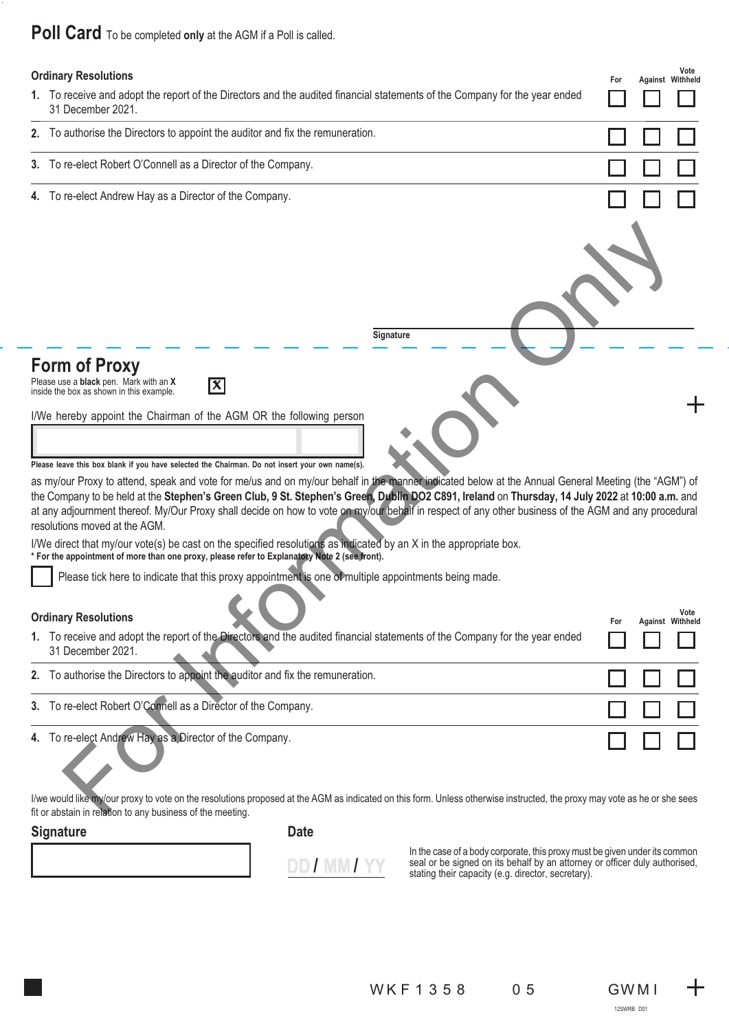# Poll Card

To be completed **only** at the AGM if a Poll is called.

| Ordinary Resolutions | For | Against | Vote Withheld |
|---|---|---|---|
| **1.** To receive and adopt the report of the Directors and the audited financial statements of the Company for the year ended 31 December 2021. | ☐ | ☐ | ☐ |
| **2.** To authorise the Directors to appoint the auditor and fix the remuneration. | ☐ | ☐ | ☐ |
| **3.** To re-elect Robert O'Connell as a Director of the Company. | ☐ | ☐ | ☐ |
| **4.** To re-elect Andrew Hay as a Director of the Company. | ☐ | ☐ | ☐ |

**Signature**

For Information Only

# Form of Proxy

Please use a **black** pen. Mark with an **X** inside the box as shown in this example. ☒

I/We hereby appoint the Chairman of the AGM OR the following person

**Please leave this box blank if you have selected the Chairman. Do not insert your own name(s).**

as my/our Proxy to attend, speak and vote for me/us and on my/our behalf in the manner indicated below at the Annual General Meeting (the "AGM") of the Company to be held at the **Stephen's Green Club, 9 St. Stephen's Green, Dublin DO2 C891, Ireland** on **Thursday, 14 July 2022** at **10:00 a.m.** and at any adjournment thereof. My/Our Proxy shall decide on how to vote on my/our behalf in respect of any other business of the AGM and any procedural resolutions moved at the AGM.

I/We direct that my/our vote(s) be cast on the specified resolutions as indicated by an X in the appropriate box.

**\* For the appointment of more than one proxy, please refer to Explanatory Note 2 (see front).**

☐ Please tick here to indicate that this proxy appointment is one of multiple appointments being made.

| Ordinary Resolutions | For | Against | Vote Withheld |
|---|---|---|---|
| **1.** To receive and adopt the report of the Directors and the audited financial statements of the Company for the year ended 31 December 2021. | ☐ | ☐ | ☐ |
| **2.** To authorise the Directors to appoint the auditor and fix the remuneration. | ☐ | ☐ | ☐ |
| **3.** To re-elect Robert O'Connell as a Director of the Company. | ☐ | ☐ | ☐ |
| **4.** To re-elect Andrew Hay as a Director of the Company. | ☐ | ☐ | ☐ |

I/we would like my/our proxy to vote on the resolutions proposed at the AGM as indicated on this form. Unless otherwise instructed, the proxy may vote as he or she sees fit or abstain in relation to any business of the meeting.

**Signature**

**Date**

DD / MM / YY

In the case of a body corporate, this proxy must be given under its common seal or be signed on its behalf by an attorney or officer duly authorised, stating their capacity (e.g. director, secretary).

WKF1358 05 GWMI

12SWRB D01